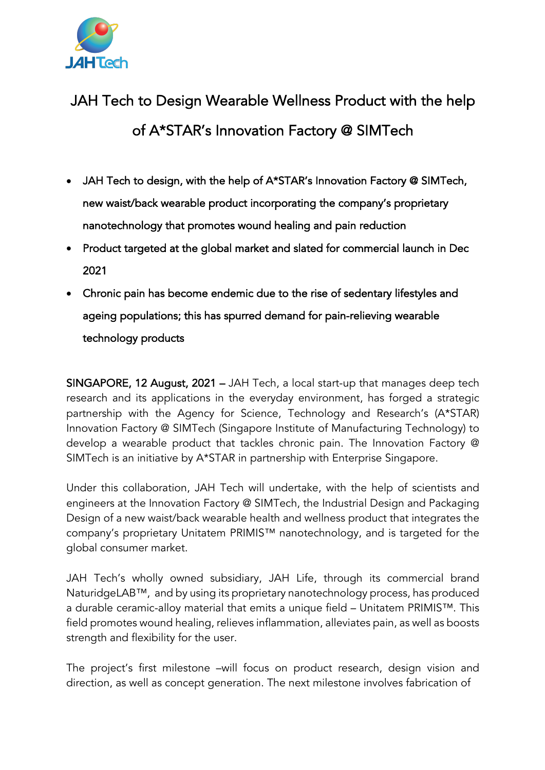# JAH Tech to Design Wearable Wellness Product with the help of A*STAR's Innovation Factory @ SIMTech

- JAH Tech to design, with the help of A*STAR's Innovation Factory @ SIMTech, new waist/back wearable product incorporating the company's proprietary nanotechnology that promotes wound healing and pain reduction
- Product targeted at the global market and slated for commercial launch in Dec 2021
- Chronic pain has become endemic due to the rise of sedentary lifestyles and ageing populations; this has spurred demand for pain-relieving wearable technology products

SINGAPORE, 12 August, 2021 – JAH Tech, a local start-up that manages deep tech research and its applications in the everyday environment, has forged a strategic partnership with the Agency for Science, Technology and Research's (A*STAR) Innovation Factory @ SIMTech (Singapore Institute of Manufacturing Technology) to develop a wearable product that tackles chronic pain. The Innovation Factory @ SIMTech is an initiative by A*STAR in partnership with Enterprise Singapore.

Under this collaboration, JAH Tech will undertake, with the help of scientists and engineers at the Innovation Factory @ SIMTech, the Industrial Design and Packaging Design of a new waist/back wearable health and wellness product that integrates the company's proprietary Unitatem PRIMIS™ nanotechnology, and is targeted for the global consumer market.

JAH Tech's wholly owned subsidiary, JAH Life, through its commercial brand NaturidgeLAB™, and by using its proprietary nanotechnology process, has produced a durable ceramic-alloy material that emits a unique field – Unitatem PRIMIS™. This field promotes wound healing, relieves inflammation, alleviates pain, as well as boosts strength and flexibility for the user.

The project's first milestone –will focus on product research, design vision and direction, as well as concept generation. The next milestone involves fabrication of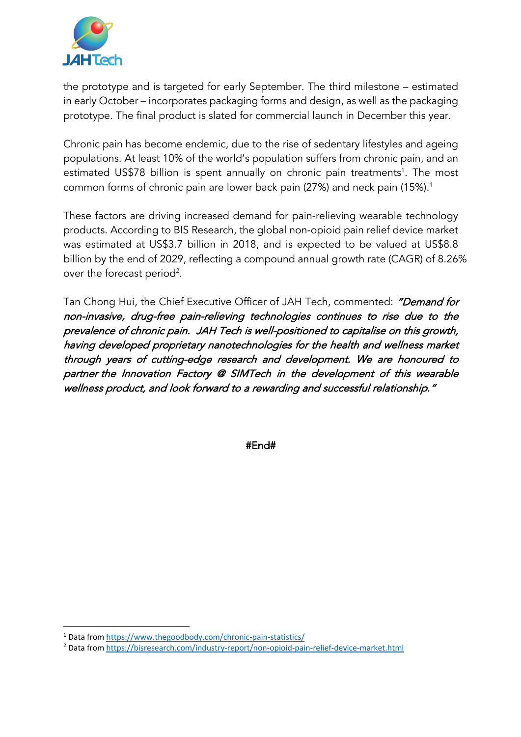the prototype and is targeted for early September. The third milestone – estimated in early October – incorporates packaging forms and design, as well as the packaging prototype. The final product is slated for commercial launch in December this year.

Chronic pain has become endemic, due to the rise of sedentary lifestyles and ageing populations. At least 10% of the world's population suffers from chronic pain, and an estimated US$78 billion is spent annually on chronic pain treatments[1]. The most common forms of chronic pain are lower back pain (27%) and neck pain (15%).[1]

These factors are driving increased demand for pain-relieving wearable technology products. According to BIS Research, the global non-opioid pain relief device market was estimated at US$3.7 billion in 2018, and is expected to be valued at US$8.8 billion by the end of 2029, reflecting a compound annual growth rate (CAGR) of 8.26% over the forecast period[2].

Tan Chong Hui, the Chief Executive Officer of JAH Tech, commented: *"Demand for non-invasive, drug-free pain-relieving technologies continues to rise due to the prevalence of chronic pain. JAH Tech is well-positioned to capitalise on this growth, having developed proprietary nanotechnologies for the health and wellness market through years of cutting-edge research and development. We are honoured to partner the Innovation Factory @ SIMTech in the development of this wearable wellness product, and look forward to a rewarding and successful relationship."*

**#End#**

---

[1] Data from https://www.thegoodbody.com/chronic-pain-statistics/

[2] Data from https://bisresearch.com/industry-report/non-opioid-pain-relief-device-market.html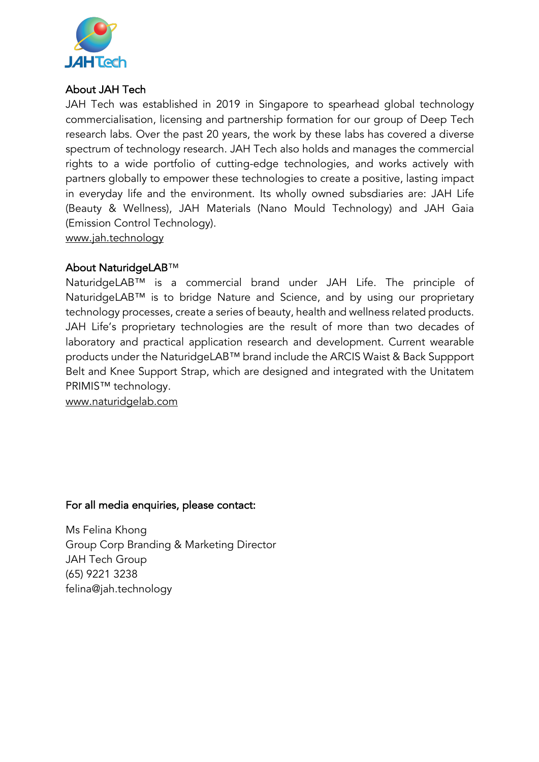## About JAH Tech

JAH Tech was established in 2019 in Singapore to spearhead global technology commercialisation, licensing and partnership formation for our group of Deep Tech research labs. Over the past 20 years, the work by these labs has covered a diverse spectrum of technology research. JAH Tech also holds and manages the commercial rights to a wide portfolio of cutting-edge technologies, and works actively with partners globally to empower these technologies to create a positive, lasting impact in everyday life and the environment. Its wholly owned subsdiaries are: JAH Life (Beauty & Wellness), JAH Materials (Nano Mould Technology) and JAH Gaia (Emission Control Technology).

www.jah.technology

## About NaturidgeLAB™

NaturidgeLAB™ is a commercial brand under JAH Life. The principle of NaturidgeLAB™ is to bridge Nature and Science, and by using our proprietary technology processes, create a series of beauty, health and wellness related products. JAH Life's proprietary technologies are the result of more than two decades of laboratory and practical application research and development. Current wearable products under the NaturidgeLAB™ brand include the ARCIS Waist & Back Suppport Belt and Knee Support Strap, which are designed and integrated with the Unitatem PRIMIS™ technology.

www.naturidgelab.com

For all media enquiries, please contact:

Ms Felina Khong
Group Corp Branding & Marketing Director
JAH Tech Group
(65) 9221 3238
felina@jah.technology